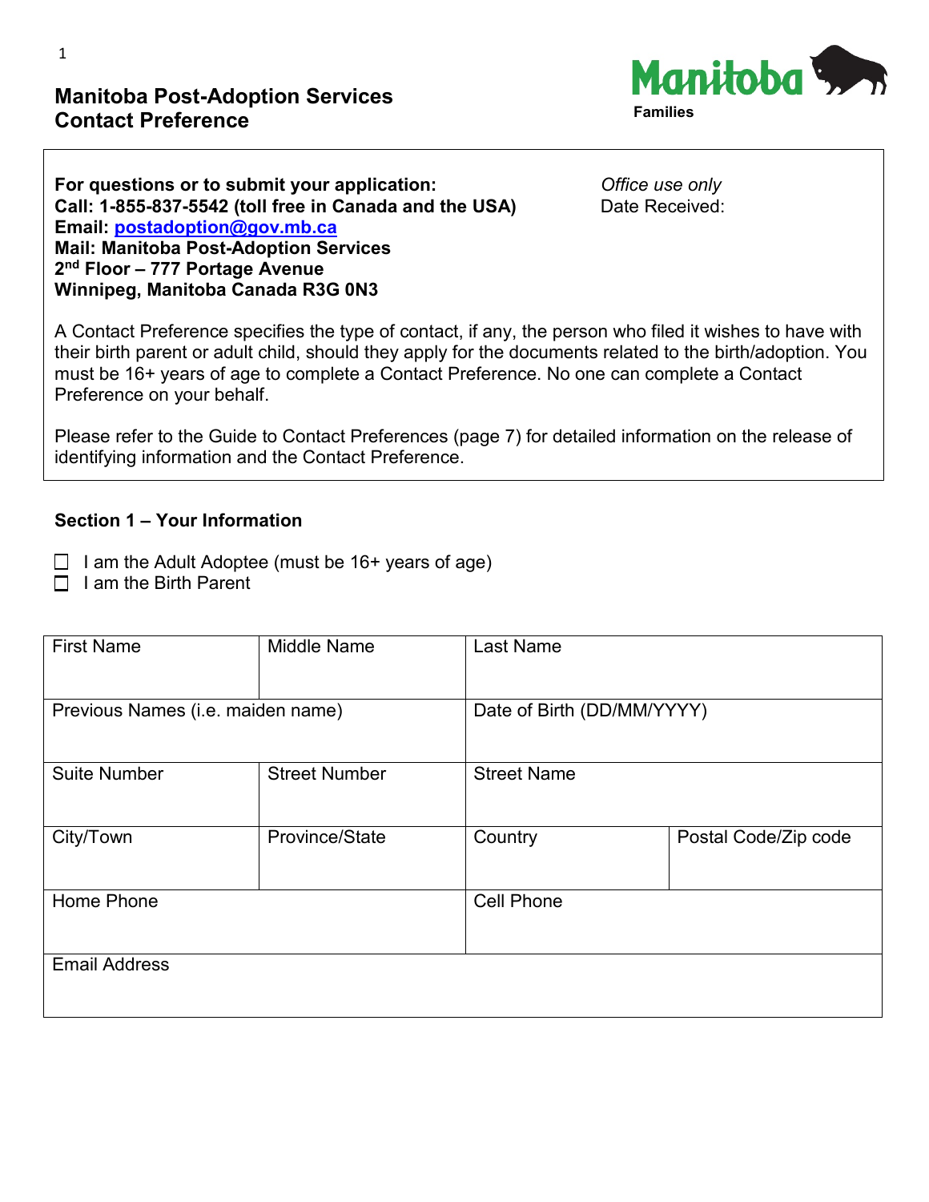# Manitoba Post-Adoption Services
# Contact Preference

Manitoba Families

**For questions or to submit your application:**
**Call: 1-855-837-5542 (toll free in Canada and the USA)**
**Email: [postadoption@gov.mb.ca](mailto:postadoption@gov.mb.ca)**
**Mail: Manitoba Post-Adoption Services**
**2nd Floor – 777 Portage Avenue**
**Winnipeg, Manitoba Canada R3G 0N3**

*Office use only*
Date Received:

A Contact Preference specifies the type of contact, if any, the person who filed it wishes to have with their birth parent or adult child, should they apply for the documents related to the birth/adoption. You must be 16+ years of age to complete a Contact Preference. No one can complete a Contact Preference on your behalf.

Please refer to the Guide to Contact Preferences (page 7) for detailed information on the release of identifying information and the Contact Preference.

## Section 1 – Your Information

- ☐ I am the Adult Adoptee (must be 16+ years of age)
- ☐ I am the Birth Parent

| First Name | Middle Name | Last Name | |
|---|---|---|---|
| Previous Names (i.e. maiden name) | | Date of Birth (DD/MM/YYYY) | |
| Suite Number | Street Number | Street Name | |
| City/Town | Province/State | Country | Postal Code/Zip code |
| Home Phone | | Cell Phone | |
| Email Address | | | |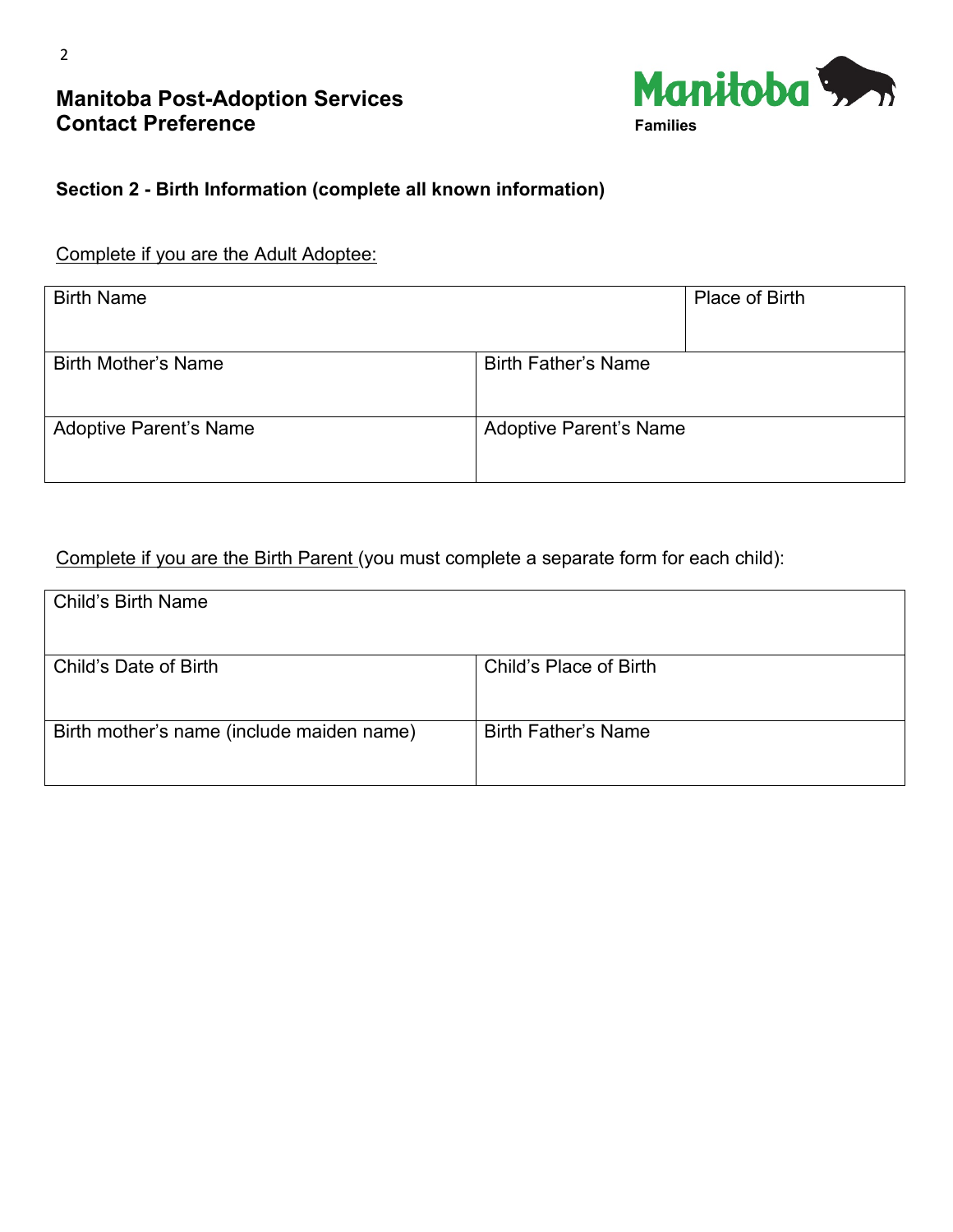# Manitoba Post-Adoption Services
# Contact Preference

Manitoba Families

## Section 2 - Birth Information (complete all known information)

Complete if you are the Adult Adoptee:

| Birth Name | | Place of Birth |
|---|---|---|
| Birth Mother's Name | Birth Father's Name | |
| Adoptive Parent's Name | Adoptive Parent's Name | |

Complete if you are the Birth Parent (you must complete a separate form for each child):

| Child's Birth Name | |
|---|---|
| Child's Date of Birth | Child's Place of Birth |
| Birth mother's name (include maiden name) | Birth Father's Name |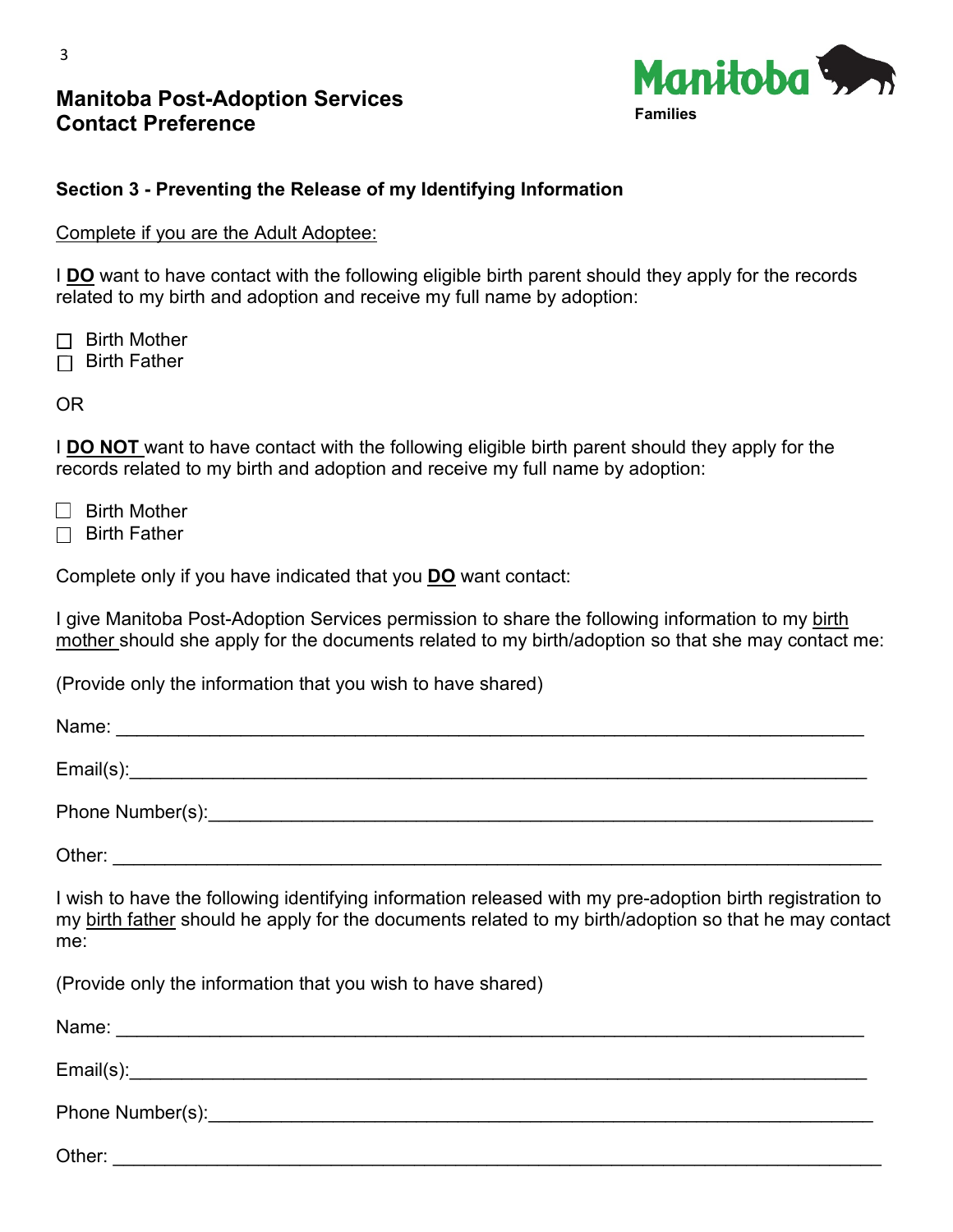## Manitoba Post-Adoption Services
## Contact Preference

Manitoba
Families

### Section 3 - Preventing the Release of my Identifying Information

<u>Complete if you are the Adult Adoptee:</u>

I **<u>DO</u>** want to have contact with the following eligible birth parent should they apply for the records related to my birth and adoption and receive my full name by adoption:

- ☐ Birth Mother
- ☐ Birth Father

OR

I **<u>DO NOT</u>** want to have contact with the following eligible birth parent should they apply for the records related to my birth and adoption and receive my full name by adoption:

- ☐ Birth Mother
- ☐ Birth Father

Complete only if you have indicated that you **<u>DO</u>** want contact:

I give Manitoba Post-Adoption Services permission to share the following information to my <u>birth mother</u> should she apply for the documents related to my birth/adoption so that she may contact me:

(Provide only the information that you wish to have shared)

Name: ___________________________________________________________________________

Email(s):_________________________________________________________________________

Phone Number(s):__________________________________________________________________

Other: ___________________________________________________________________________

I wish to have the following identifying information released with my pre-adoption birth registration to my <u>birth father</u> should he apply for the documents related to my birth/adoption so that he may contact me:

(Provide only the information that you wish to have shared)

Name: ___________________________________________________________________________

Email(s):_________________________________________________________________________

Phone Number(s):__________________________________________________________________

Other: ___________________________________________________________________________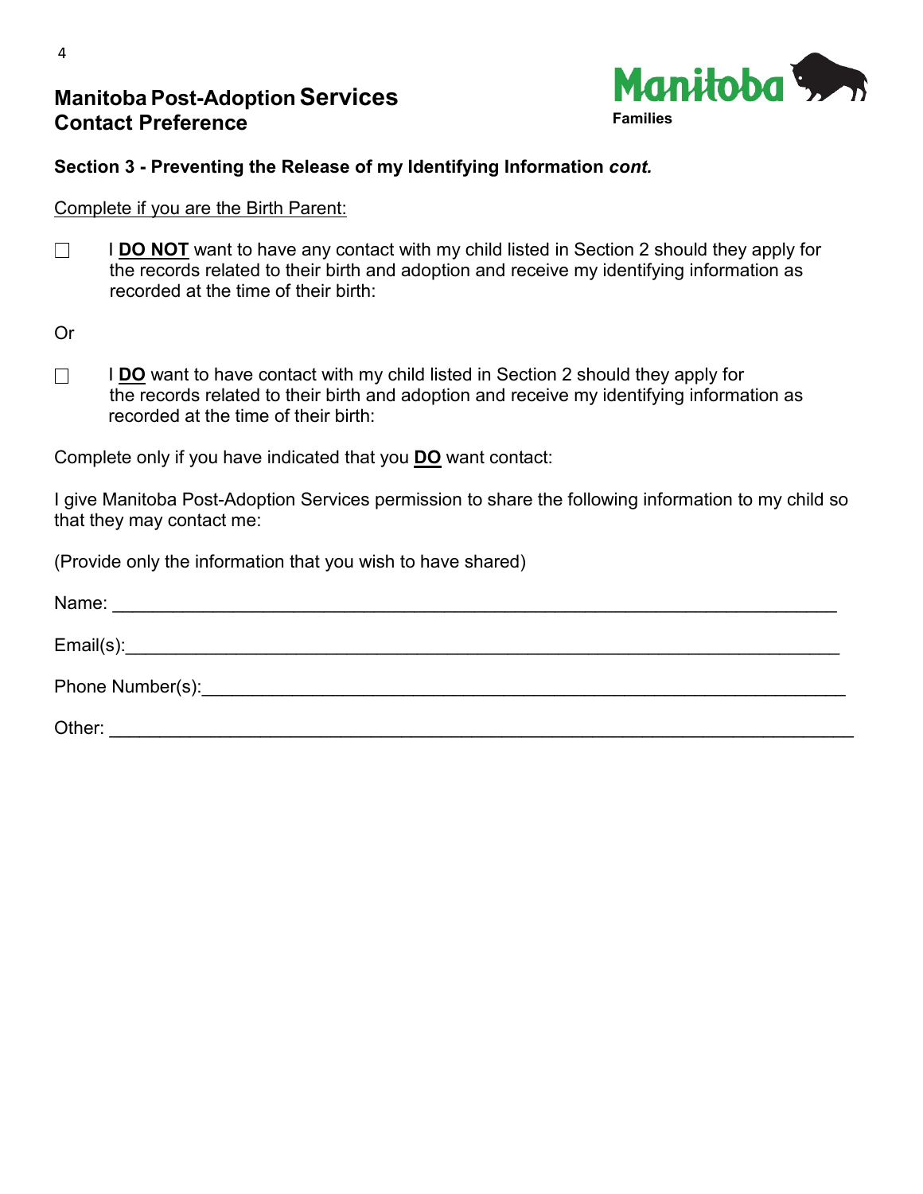# Manitoba Post-Adoption Services Contact Preference

Manitoba Families

## Section 3 - Preventing the Release of my Identifying Information *cont.*

Complete if you are the Birth Parent:

☐ I **DO NOT** want to have any contact with my child listed in Section 2 should they apply for the records related to their birth and adoption and receive my identifying information as recorded at the time of their birth:

Or

☐ I **DO** want to have contact with my child listed in Section 2 should they apply for the records related to their birth and adoption and receive my identifying information as recorded at the time of their birth:

Complete only if you have indicated that you **DO** want contact:

I give Manitoba Post-Adoption Services permission to share the following information to my child so that they may contact me:

(Provide only the information that you wish to have shared)

Name: ___________________________________________________________________________

Email(s):__________________________________________________________________________

Phone Number(s):__________________________________________________________________

Other: ____________________________________________________________________________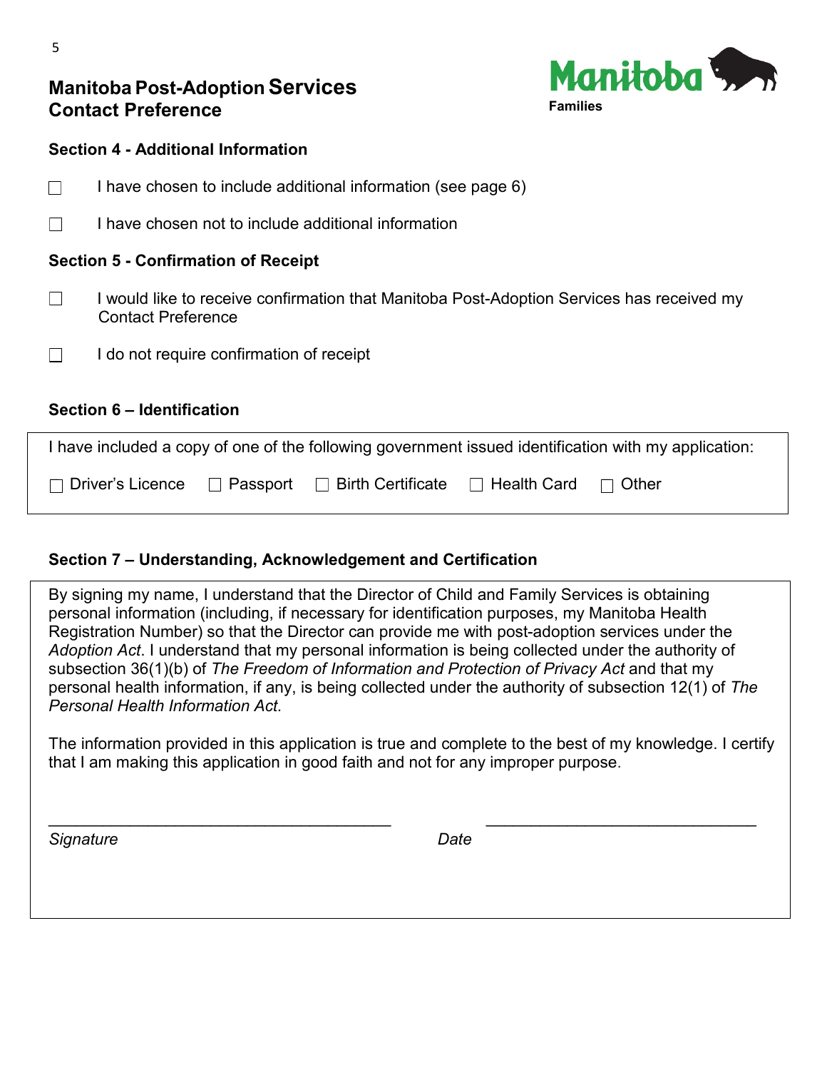# Manitoba Post-Adoption Services Contact Preference

Manitoba Families

### Section 4 - Additional Information

☐ I have chosen to include additional information (see page 6)

☐ I have chosen not to include additional information

### Section 5 - Confirmation of Receipt

☐ I would like to receive confirmation that Manitoba Post-Adoption Services has received my Contact Preference

☐ I do not require confirmation of receipt

### Section 6 – Identification

I have included a copy of one of the following government issued identification with my application:

☐ Driver's Licence ☐ Passport ☐ Birth Certificate ☐ Health Card ☐ Other

### Section 7 – Understanding, Acknowledgement and Certification

By signing my name, I understand that the Director of Child and Family Services is obtaining personal information (including, if necessary for identification purposes, my Manitoba Health Registration Number) so that the Director can provide me with post-adoption services under the *Adoption Act*. I understand that my personal information is being collected under the authority of subsection 36(1)(b) of *The Freedom of Information and Protection of Privacy Act* and that my personal health information, if any, is being collected under the authority of subsection 12(1) of *The Personal Health Information Act.*

The information provided in this application is true and complete to the best of my knowledge. I certify that I am making this application in good faith and not for any improper purpose.

_______________________________________ _______________________________

*Signature* *Date*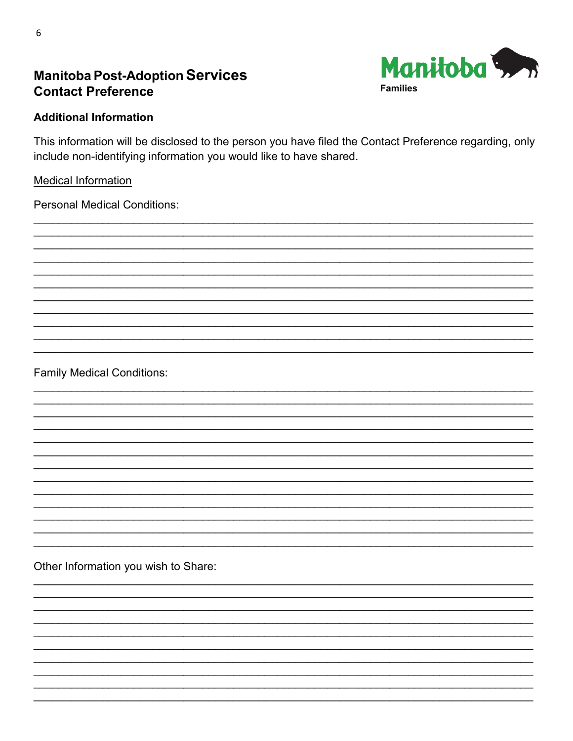# Manitoba Post-Adoption Services Contact Preference

Manitoba Families

## Additional Information

This information will be disclosed to the person you have filed the Contact Preference regarding, only include non-identifying information you would like to have shared.

Medical Information

Personal Medical Conditions:

______________________________________________________________________________
______________________________________________________________________________
______________________________________________________________________________
______________________________________________________________________________
______________________________________________________________________________
______________________________________________________________________________
______________________________________________________________________________
______________________________________________________________________________
______________________________________________________________________________
______________________________________________________________________________
______________________________________________________________________________

Family Medical Conditions:

______________________________________________________________________________
______________________________________________________________________________
______________________________________________________________________________
______________________________________________________________________________
______________________________________________________________________________
______________________________________________________________________________
______________________________________________________________________________
______________________________________________________________________________
______________________________________________________________________________
______________________________________________________________________________
______________________________________________________________________________
______________________________________________________________________________
______________________________________________________________________________

Other Information you wish to Share:

______________________________________________________________________________
______________________________________________________________________________
______________________________________________________________________________
______________________________________________________________________________
______________________________________________________________________________
______________________________________________________________________________
______________________________________________________________________________
______________________________________________________________________________
______________________________________________________________________________
______________________________________________________________________________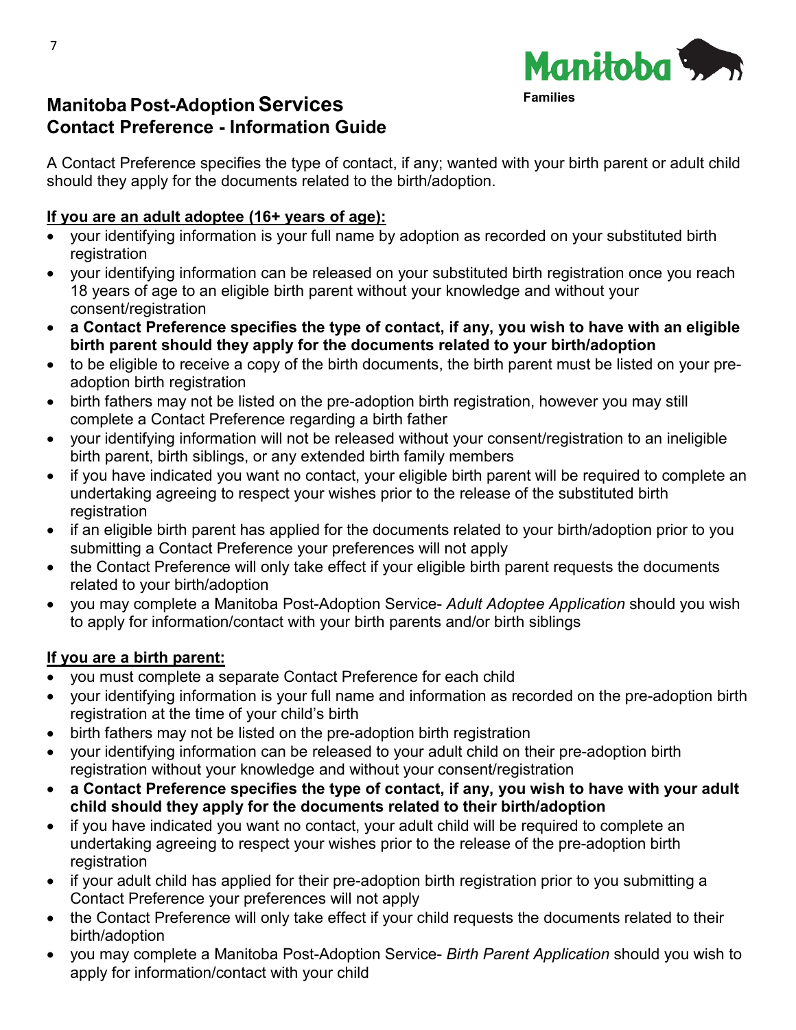Manitoba

Families

# Manitoba Post-Adoption Services
## Contact Preference - Information Guide

A Contact Preference specifies the type of contact, if any; wanted with your birth parent or adult child should they apply for the documents related to the birth/adoption.

### If you are an adult adoptee (16+ years of age):

- your identifying information is your full name by adoption as recorded on your substituted birth registration
- your identifying information can be released on your substituted birth registration once you reach 18 years of age to an eligible birth parent without your knowledge and without your consent/registration
- **a Contact Preference specifies the type of contact, if any, you wish to have with an eligible birth parent should they apply for the documents related to your birth/adoption**
- to be eligible to receive a copy of the birth documents, the birth parent must be listed on your pre-adoption birth registration
- birth fathers may not be listed on the pre-adoption birth registration, however you may still complete a Contact Preference regarding a birth father
- your identifying information will not be released without your consent/registration to an ineligible birth parent, birth siblings, or any extended birth family members
- if you have indicated you want no contact, your eligible birth parent will be required to complete an undertaking agreeing to respect your wishes prior to the release of the substituted birth registration
- if an eligible birth parent has applied for the documents related to your birth/adoption prior to you submitting a Contact Preference your preferences will not apply
- the Contact Preference will only take effect if your eligible birth parent requests the documents related to your birth/adoption
- you may complete a Manitoba Post-Adoption Service- *Adult Adoptee Application* should you wish to apply for information/contact with your birth parents and/or birth siblings

### If you are a birth parent:

- you must complete a separate Contact Preference for each child
- your identifying information is your full name and information as recorded on the pre-adoption birth registration at the time of your child's birth
- birth fathers may not be listed on the pre-adoption birth registration
- your identifying information can be released to your adult child on their pre-adoption birth registration without your knowledge and without your consent/registration
- **a Contact Preference specifies the type of contact, if any, you wish to have with your adult child should they apply for the documents related to their birth/adoption**
- if you have indicated you want no contact, your adult child will be required to complete an undertaking agreeing to respect your wishes prior to the release of the pre-adoption birth registration
- if your adult child has applied for their pre-adoption birth registration prior to you submitting a Contact Preference your preferences will not apply
- the Contact Preference will only take effect if your child requests the documents related to their birth/adoption
- you may complete a Manitoba Post-Adoption Service- *Birth Parent Application* should you wish to apply for information/contact with your child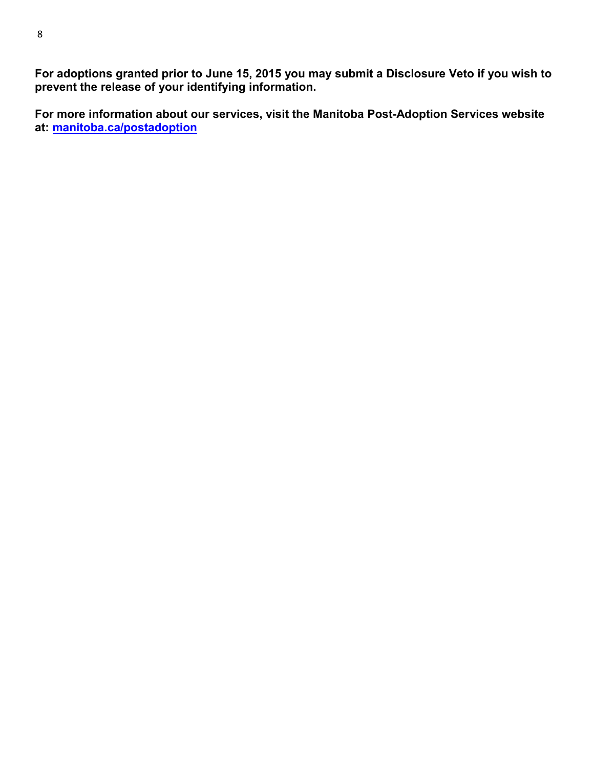**For adoptions granted prior to June 15, 2015 you may submit a Disclosure Veto if you wish to prevent the release of your identifying information.**

**For more information about our services, visit the Manitoba Post-Adoption Services website at: [manitoba.ca/postadoption](manitoba.ca/postadoption)**